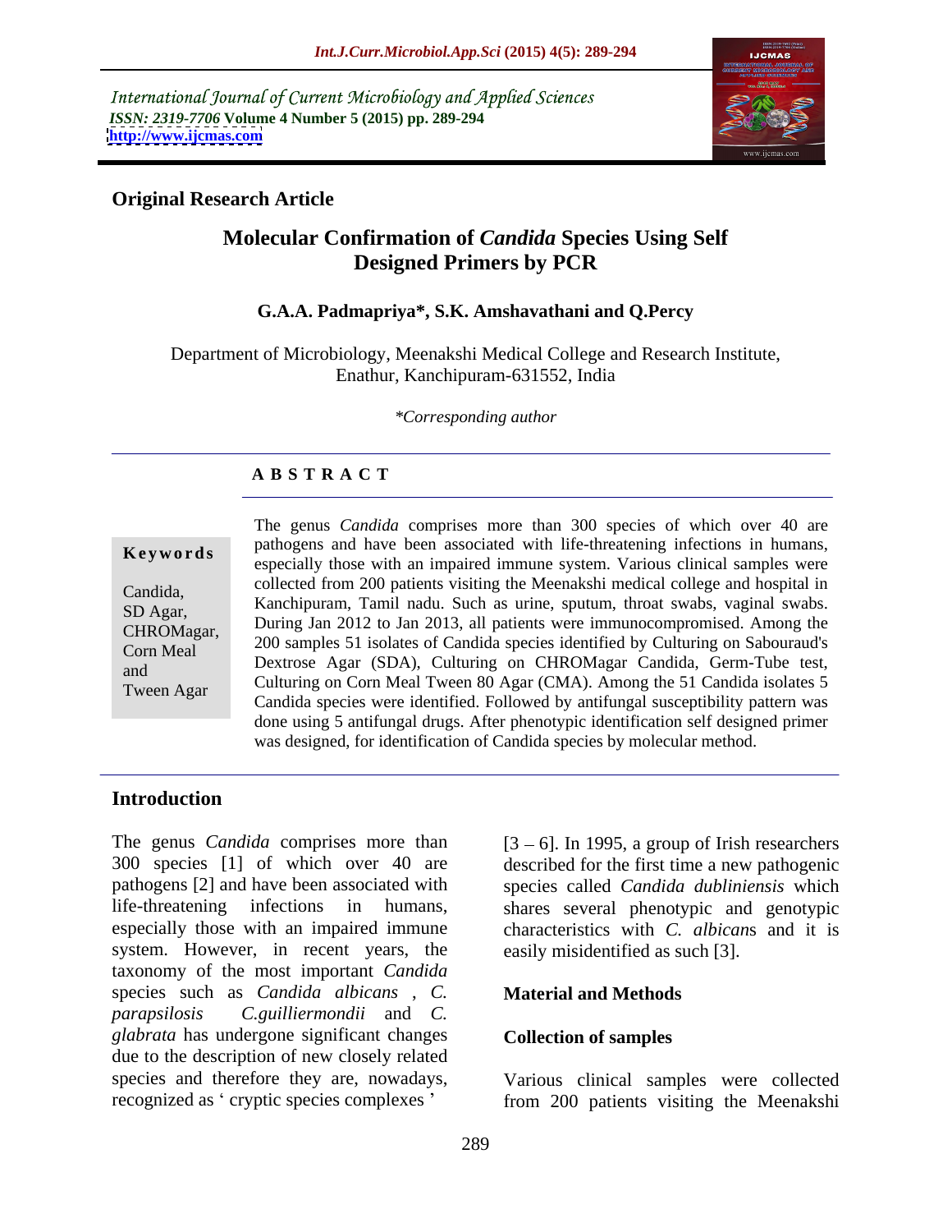International Journal of Current Microbiology and Applied Sciences
*ISSN: 2319-7706* **Volume 4 Number 5 (2015) pp. 289-294**
**http://www.ijcmas.com**

**Original Research Article**

# Molecular Confirmation of *Candida* Species Using Self Designed Primers by PCR

**G.A.A. Padmapriya\*, S.K. Amshavathani and Q.Percy**

Department of Microbiology, Meenakshi Medical College and Research Institute, Enathur, Kanchipuram-631552, India

*\*Corresponding author*

**A B S T R A C T**

**Keywords**

Candida, SD Agar, CHROMagar, Corn Meal and Tween Agar

The genus *Candida* comprises more than 300 species of which over 40 are pathogens and have been associated with life-threatening infections in humans, especially those with an impaired immune system. Various clinical samples were collected from 200 patients visiting the Meenakshi medical college and hospital in Kanchipuram, Tamil nadu. Such as urine, sputum, throat swabs, vaginal swabs. During Jan 2012 to Jan 2013, all patients were immunocompromised. Among the 200 samples 51 isolates of Candida species identified by Culturing on Sabouraud's Dextrose Agar (SDA), Culturing on CHROMagar Candida, Germ-Tube test, Culturing on Corn Meal Tween 80 Agar (CMA). Among the 51 Candida isolates 5 Candida species were identified. Followed by antifungal susceptibility pattern was done using 5 antifungal drugs. After phenotypic identification self designed primer was designed, for identification of Candida species by molecular method.

## Introduction

The genus *Candida* comprises more than 300 species [1] of which over 40 are pathogens [2] and have been associated with life-threatening infections in humans, especially those with an impaired immune system. However, in recent years, the taxonomy of the most important *Candida* species such as *Candida albicans* , *C. parapsilosis* *C.guilliermondii* and *C. glabrata* has undergone significant changes due to the description of new closely related species and therefore they are, nowadays, recognized as ' cryptic species complexes ' [3 – 6]. In 1995, a group of Irish researchers described for the first time a new pathogenic species called *Candida dubliniensis* which shares several phenotypic and genotypic characteristics with *C. albican*s and it is easily misidentified as such [3].

## Material and Methods

### Collection of samples

Various clinical samples were collected from 200 patients visiting the Meenakshi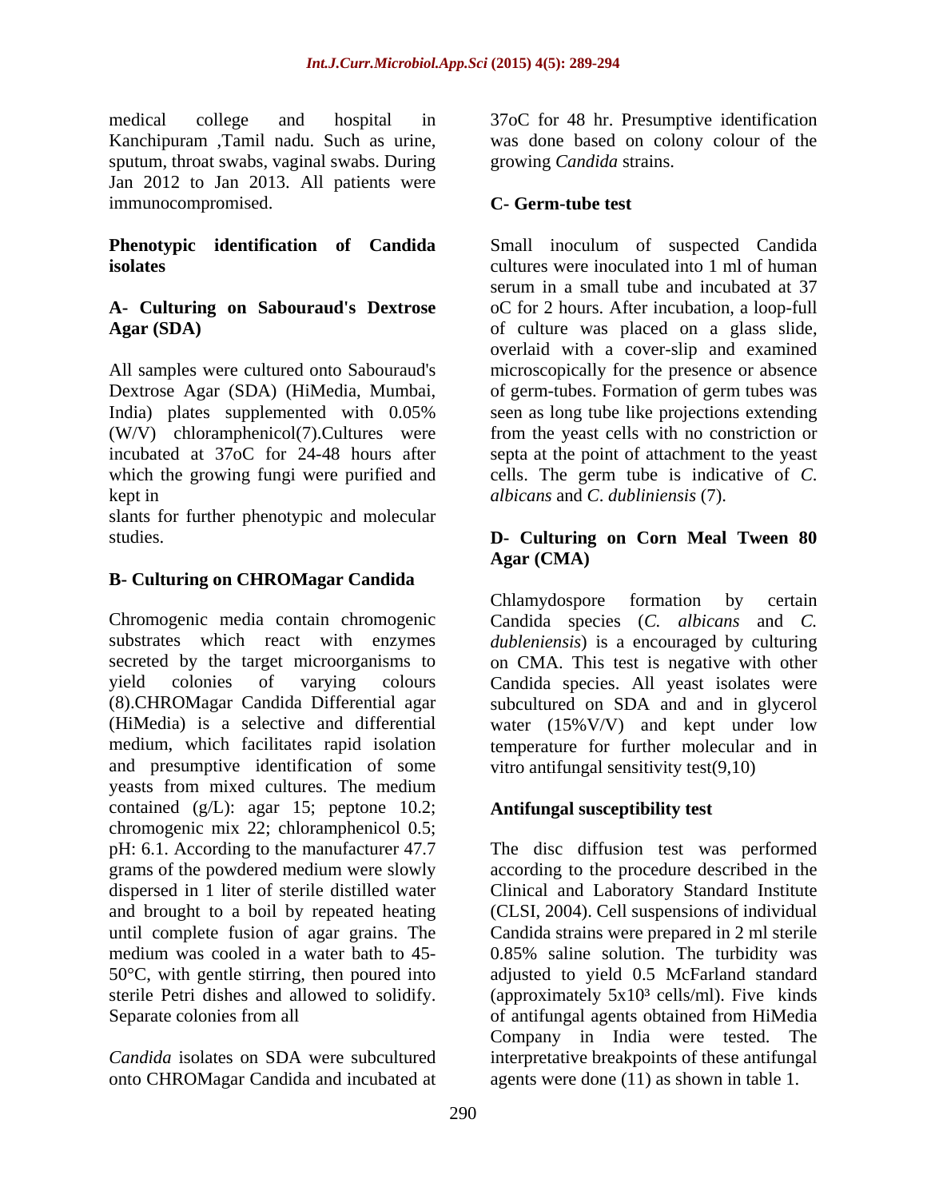medical college and hospital in Kanchipuram ,Tamil nadu. Such as urine, sputum, throat swabs, vaginal swabs. During Jan 2012 to Jan 2013. All patients were immunocompromised.

**Phenotypic identification of Candida isolates**

**A- Culturing on Sabouraud's Dextrose Agar (SDA)**

All samples were cultured onto Sabouraud's Dextrose Agar (SDA) (HiMedia, Mumbai, India) plates supplemented with 0.05% (W/V) chloramphenicol(7).Cultures were incubated at 37oC for 24-48 hours after which the growing fungi were purified and kept in

slants for further phenotypic and molecular studies.

**B- Culturing on CHROMagar Candida**

Chromogenic media contain chromogenic substrates which react with enzymes secreted by the target microorganisms to yield colonies of varying colours (8).CHROMagar Candida Differential agar (HiMedia) is a selective and differential medium, which facilitates rapid isolation and presumptive identification of some yeasts from mixed cultures. The medium contained (g/L): agar 15; peptone 10.2; chromogenic mix 22; chloramphenicol 0.5; pH: 6.1. According to the manufacturer 47.7 grams of the powdered medium were slowly dispersed in 1 liter of sterile distilled water and brought to a boil by repeated heating until complete fusion of agar grains. The medium was cooled in a water bath to 45-50°C, with gentle stirring, then poured into sterile Petri dishes and allowed to solidify. Separate colonies from all

*Candida* isolates on SDA were subcultured onto CHROMagar Candida and incubated at 37oC for 48 hr. Presumptive identification was done based on colony colour of the growing *Candida* strains.

**C- Germ-tube test**

Small inoculum of suspected Candida cultures were inoculated into 1 ml of human serum in a small tube and incubated at 37 oC for 2 hours. After incubation, a loop-full of culture was placed on a glass slide, overlaid with a cover-slip and examined microscopically for the presence or absence of germ-tubes. Formation of germ tubes was seen as long tube like projections extending from the yeast cells with no constriction or septa at the point of attachment to the yeast cells. The germ tube is indicative of *C. albicans* and *C. dubliniensis* (7).

**D- Culturing on Corn Meal Tween 80 Agar (CMA)**

Chlamydospore formation by certain Candida species (*C. albicans* and *C. dubleniensis*) is a encouraged by culturing on CMA. This test is negative with other Candida species. All yeast isolates were subcultured on SDA and and in glycerol water (15%V/V) and kept under low temperature for further molecular and in vitro antifungal sensitivity test(9,10)

**Antifungal susceptibility test**

The disc diffusion test was performed according to the procedure described in the Clinical and Laboratory Standard Institute (CLSI, 2004). Cell suspensions of individual Candida strains were prepared in 2 ml sterile 0.85% saline solution. The turbidity was adjusted to yield 0.5 McFarland standard (approximately $5x10^3$ cells/ml). Five kinds of antifungal agents obtained from HiMedia Company in India were tested. The interpretative breakpoints of these antifungal agents were done (11) as shown in table 1.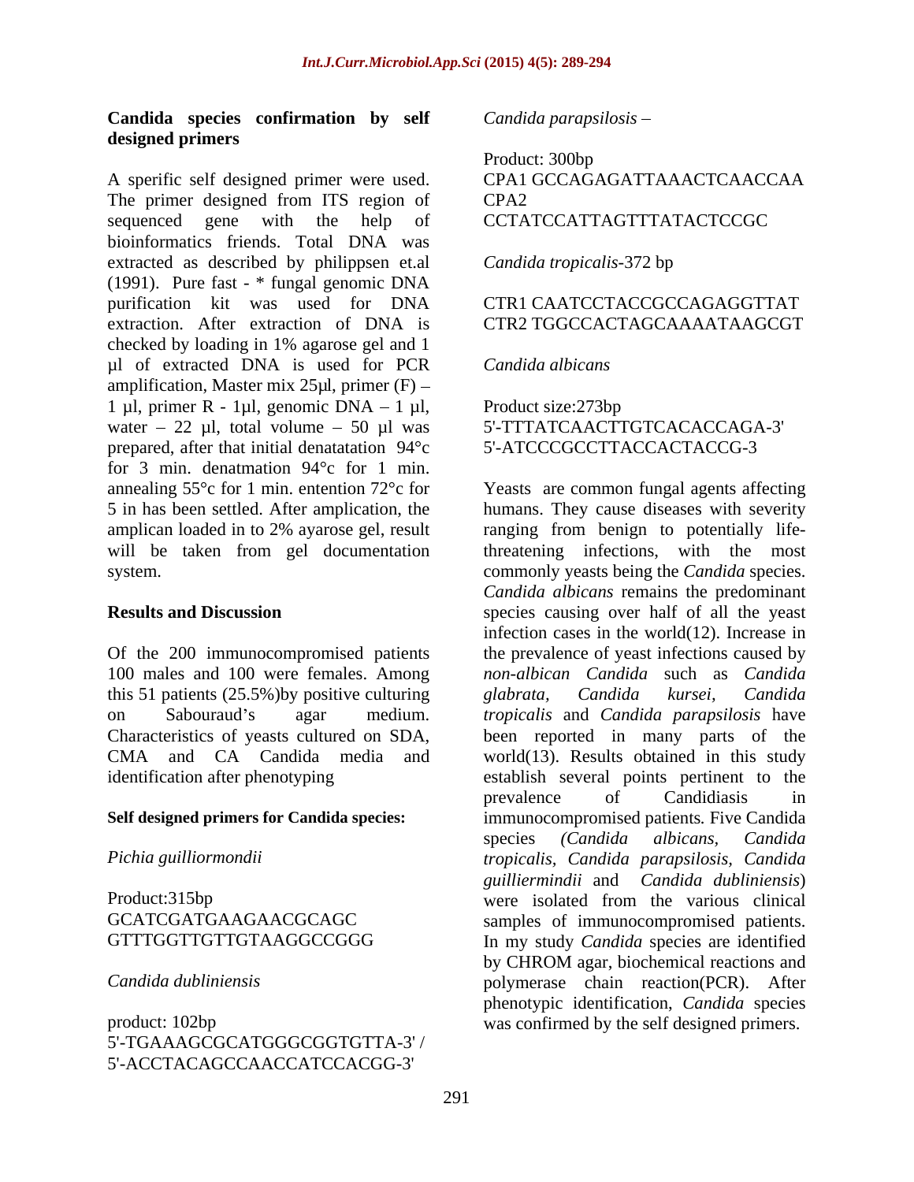### Candida species confirmation by self designed primers

A sperific self designed primer were used. The primer designed from ITS region of sequenced gene with the help of bioinformatics friends. Total DNA was extracted as described by philippsen et.al (1991). Pure fast - * fungal genomic DNA purification kit was used for DNA extraction. After extraction of DNA is checked by loading in 1% agarose gel and 1 µl of extracted DNA is used for PCR amplification, Master mix 25µl, primer (F) – 1 µl, primer R - 1µl, genomic DNA – 1 µl, water – 22 µl, total volume – 50 µl was prepared, after that initial denatation 94°c for 3 min. denatmation 94°c for 1 min. annealing 55°c for 1 min. entention 72°c for 5 in has been settled. After amplication, the amplican loaded in to 2% ayarose gel, result will be taken from gel documentation system.

## Results and Discussion

Of the 200 immunocompromised patients 100 males and 100 were females. Among this 51 patients (25.5%)by positive culturing on Sabouraud's agar medium. Characteristics of yeasts cultured on SDA, CMA and CA Candida media and identification after phenotyping

**Self designed primers for Candida species:**

*Pichia guilliormondii*

Product:315bp
GCATCGATGAAGAACGCAGC
GTTTGGTTGTTGTAAGGCCGGG

*Candida dubliniensis*

product: 102bp
5'-TGAAAGCGCATGGGCGGTGTTA-3' /
5'-ACCTACAGCCAACCATCCACGG-3'

*Candida parapsilosis* –

Product: 300bp
CPA1 GCCAGAGATTAAACTCAACCAA
CPA2
CCTATCCATTAGTTTATACTCCGC

*Candida tropicalis*-372 bp

CTR1 CAATCCTACCGCCAGAGGTTAT
CTR2 TGGCCACTAGCAAAATAAGCGT

*Candida albicans*

Product size:273bp
5'-TTTATCAACTTGTCACACCAGA-3'
5'-ATCCCGCCTTACCACTACCG-3

Yeasts are common fungal agents affecting humans. They cause diseases with severity ranging from benign to potentially life-threatening infections, with the most commonly yeasts being the *Candida* species. *Candida albicans* remains the predominant species causing over half of all the yeast infection cases in the world(12). Increase in the prevalence of yeast infections caused by *non-albican Candida* such as *Candida glabrata, Candida kursei, Candida tropicalis* and *Candida parapsilosis* have been reported in many parts of the world(13). Results obtained in this study establish several points pertinent to the prevalence of Candidiasis in immunocompromised patients. Five Candida species *(Candida albicans, Candida tropicalis, Candida parapsilosis, Candida guilliermindii* and *Candida dubliniensis*) were isolated from the various clinical samples of immunocompromised patients. In my study *Candida* species are identified by CHROM agar, biochemical reactions and polymerase chain reaction(PCR). After phenotypic identification, *Candida* species was confirmed by the self designed primers.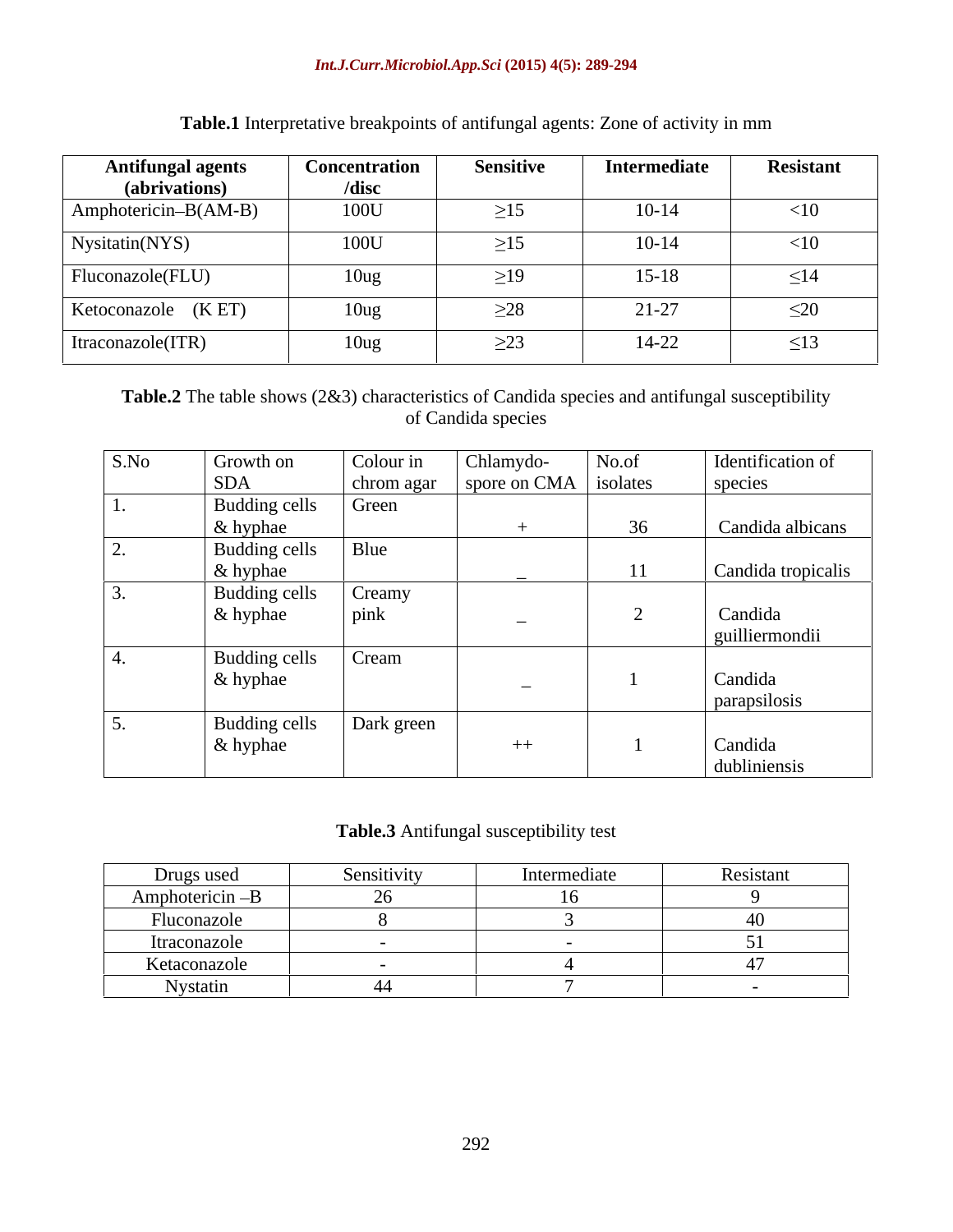**Table.1** Interpretative breakpoints of antifungal agents: Zone of activity in mm

| Antifungal agents (abrivations) | Concentration /disc | Sensitive | Intermediate | Resistant |
|---|---|---|---|---|
| Amphotericin–B(AM-B) | 100U | ≥15 | 10-14 | <10 |
| Nysitatin(NYS) | 100U | ≥15 | 10-14 | <10 |
| Fluconazole(FLU) | 10ug | ≥19 | 15-18 | ≤14 |
| Ketoconazole (K ET) | 10ug | ≥28 | 21-27 | ≤20 |
| Itraconazole(ITR) | 10ug | ≥23 | 14-22 | ≤13 |

**Table.2** The table shows (2&3) characteristics of Candida species and antifungal susceptibility of Candida species

| S.No | Growth on SDA | Colour in chrom agar | Chlamydo-spore on CMA | No.of isolates | Identification of species |
|---|---|---|---|---|---|
| 1. | Budding cells & hyphae | Green | + | 36 | Candida albicans |
| 2. | Budding cells & hyphae | Blue | _ | 11 | Candida tropicalis |
| 3. | Budding cells & hyphae | Creamy pink | _ | 2 | Candida guilliermondii |
| 4. | Budding cells & hyphae | Cream | _ | 1 | Candida parapsilosis |
| 5. | Budding cells & hyphae | Dark green | ++ | 1 | Candida dubliniensis |

**Table.3** Antifungal susceptibility test

| Drugs used | Sensitivity | Intermediate | Resistant |
|---|---|---|---|
| Amphotericin –B | 26 | 16 | 9 |
| Fluconazole | 8 | 3 | 40 |
| Itraconazole | - | - | 51 |
| Ketaconazole | - | 4 | 47 |
| Nystatin | 44 | 7 | - |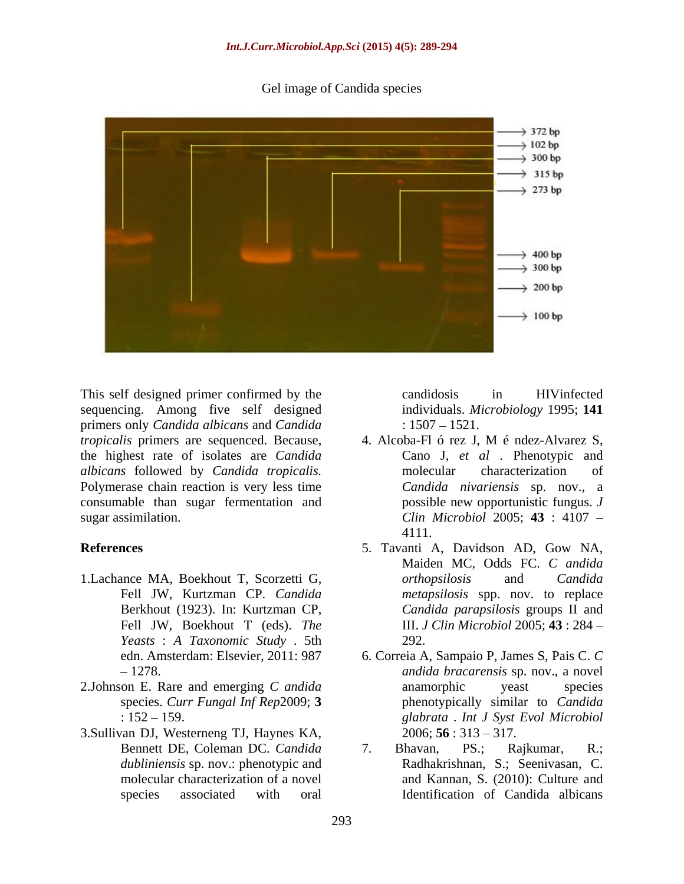Gel image of Candida species

372 bp
102 bp
300 bp
315 bp
273 bp
400 bp
300 bp
200 bp
100 bp

This self designed primer confirmed by the sequencing. Among five self designed primers only *Candida albicans* and *Candida tropicalis* primers are sequenced. Because, the highest rate of isolates are *Candida albicans* followed by *Candida tropicalis.* Polymerase chain reaction is very less time consumable than sugar fermentation and sugar assimilation.

## References

1. Lachance MA, Boekhout T, Scorzetti G, Fell JW, Kurtzman CP. *Candida* Berkhout (1923). In: Kurtzman CP, Fell JW, Boekhout T (eds). *The Yeasts : A Taxonomic Study* . 5th edn. Amsterdam: Elsevier, 2011: 987 – 1278.
2. Johnson E. Rare and emerging *C andida* species. *Curr Fungal Inf Rep*2009; **3** : 152 – 159.
3. Sullivan DJ, Westerneng TJ, Haynes KA, Bennett DE, Coleman DC. *Candida dubliniensis* sp. nov.: phenotypic and molecular characterization of a novel species associated with oral candidosis in HIVinfected individuals. *Microbiology* 1995; **141** : 1507 – 1521.
4. Alcoba-Fl ó rez J, M é ndez-Alvarez S, Cano J, *et al* . Phenotypic and molecular characterization of *Candida nivariensis* sp. nov., a possible new opportunistic fungus. *J Clin Microbiol* 2005; **43** : 4107 – 4111.
5. Tavanti A, Davidson AD, Gow NA, Maiden MC, Odds FC. *C andida orthopsilosis* and *Candida metapsilosis* spp. nov. to replace *Candida parapsilosis* groups II and III. *J Clin Microbiol* 2005; **43** : 284 – 292.
6. Correia A, Sampaio P, James S, Pais C. *C andida bracarensis* sp. nov., a novel anamorphic yeast species phenotypically similar to *Candida glabrata* . *Int J Syst Evol Microbiol* 2006; **56** : 313 – 317.
7. Bhavan, PS.; Rajkumar, R.; Radhakrishnan, S.; Seenivasan, C. and Kannan, S. (2010): Culture and Identification of Candida albicans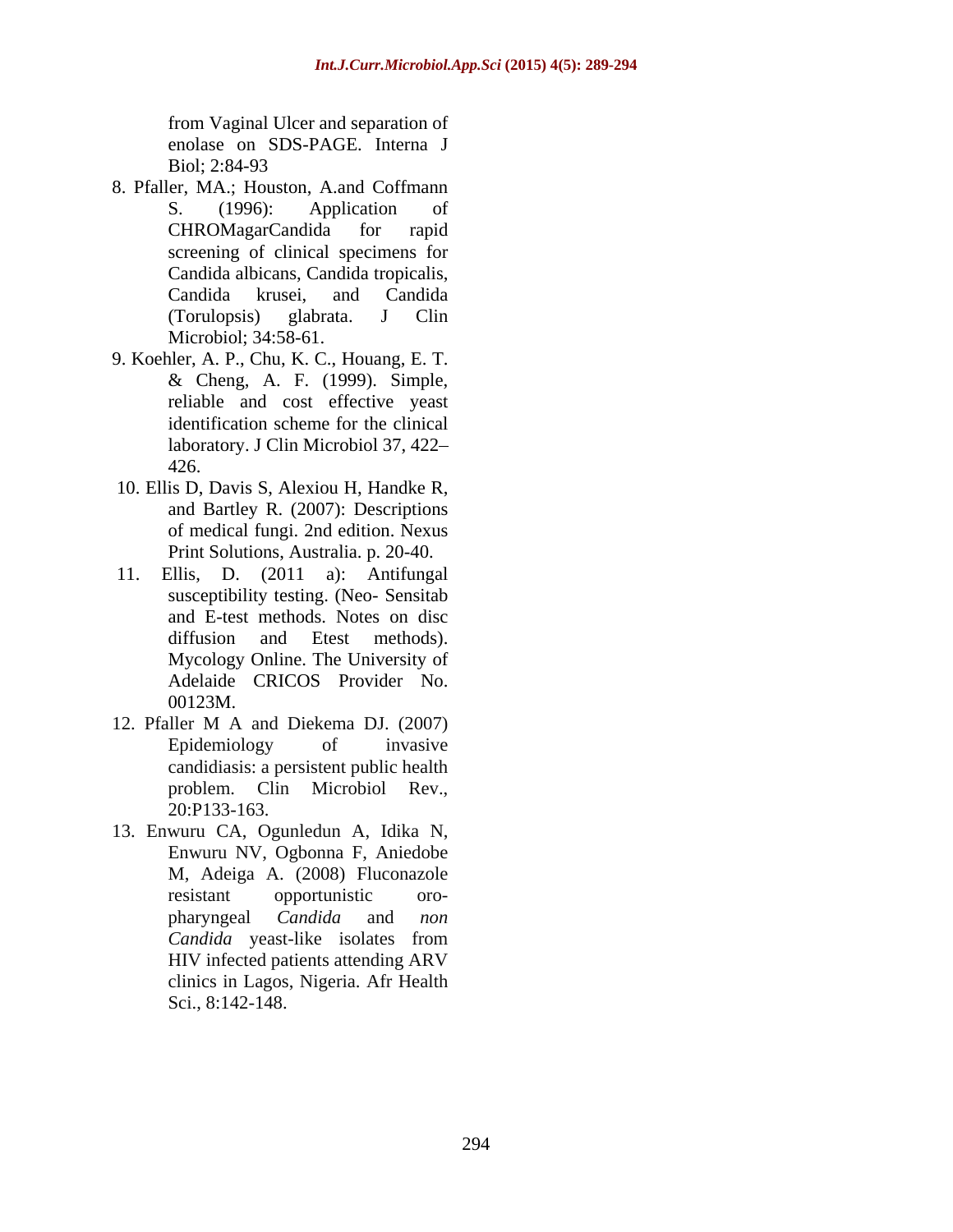from Vaginal Ulcer and separation of enolase on SDS-PAGE. Interna J Biol; 2:84-93

8. Pfaller, MA.; Houston, A.and Coffmann S. (1996): Application of CHROMagarCandida for rapid screening of clinical specimens for Candida albicans, Candida tropicalis, Candida krusei, and Candida (Torulopsis) glabrata. J Clin Microbiol; 34:58-61.
9. Koehler, A. P., Chu, K. C., Houang, E. T. & Cheng, A. F. (1999). Simple, reliable and cost effective yeast identification scheme for the clinical laboratory. J Clin Microbiol 37, 422–426.
10. Ellis D, Davis S, Alexiou H, Handke R, and Bartley R. (2007): Descriptions of medical fungi. 2nd edition. Nexus Print Solutions, Australia. p. 20-40.
11. Ellis, D. (2011 a): Antifungal susceptibility testing. (Neo- Sensitab and E-test methods. Notes on disc diffusion and Etest methods). Mycology Online. The University of Adelaide CRICOS Provider No. 00123M.
12. Pfaller M A and Diekema DJ. (2007) Epidemiology of invasive candidiasis: a persistent public health problem. Clin Microbiol Rev., 20:P133-163.
13. Enwuru CA, Ogunledun A, Idika N, Enwuru NV, Ogbonna F, Aniedobe M, Adeiga A. (2008) Fluconazole resistant opportunistic oro-pharyngeal *Candida* and *non Candida* yeast-like isolates from HIV infected patients attending ARV clinics in Lagos, Nigeria. Afr Health Sci., 8:142-148.